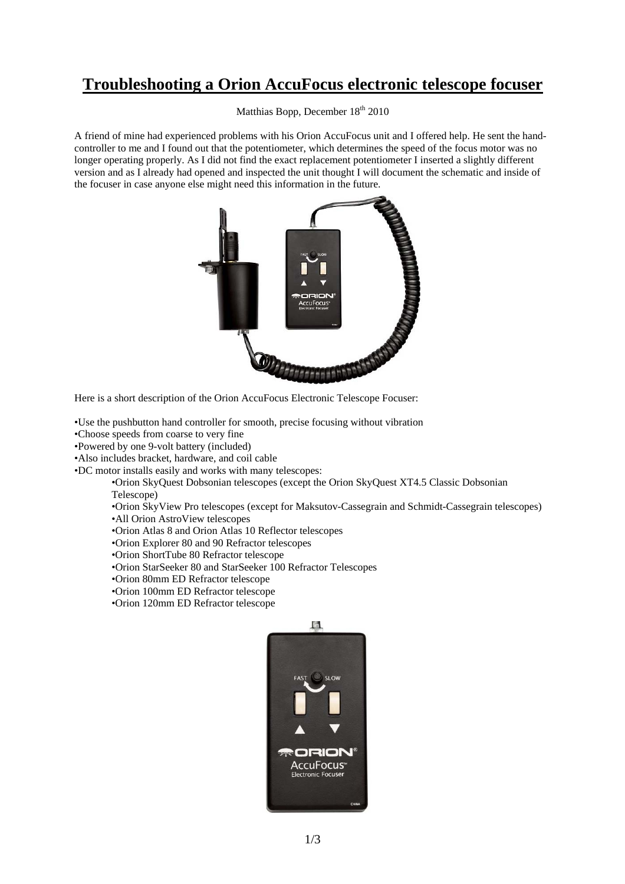# Troubleshooting a Orion AccuFocus electronic telescope focuser

Matthias Bopp, December 18th 2010

A friend of mine had experienced problems with his Orion AccuFocus unit and I offered help. He sent the hand-controller to me and I found out that the potentiometer, which determines the speed of the focus motor was no longer operating properly. As I did not find the exact replacement potentiometer I inserted a slightly different version and as I already had opened and inspected the unit thought I will document the schematic and inside of the focuser in case anyone else might need this information in the future.

Here is a short description of the Orion AccuFocus Electronic Telescope Focuser:

- Use the pushbutton hand controller for smooth, precise focusing without vibration
- Choose speeds from coarse to very fine
- Powered by one 9-volt battery (included)
- Also includes bracket, hardware, and coil cable
- DC motor installs easily and works with many telescopes:
  - Orion SkyQuest Dobsonian telescopes (except the Orion SkyQuest XT4.5 Classic Dobsonian Telescope)
  - Orion SkyView Pro telescopes (except for Maksutov-Cassegrain and Schmidt-Cassegrain telescopes)
  - All Orion AstroView telescopes
  - Orion Atlas 8 and Orion Atlas 10 Reflector telescopes
  - Orion Explorer 80 and 90 Refractor telescopes
  - Orion ShortTube 80 Refractor telescope
  - Orion StarSeeker 80 and StarSeeker 100 Refractor Telescopes
  - Orion 80mm ED Refractor telescope
  - Orion 100mm ED Refractor telescope
  - Orion 120mm ED Refractor telescope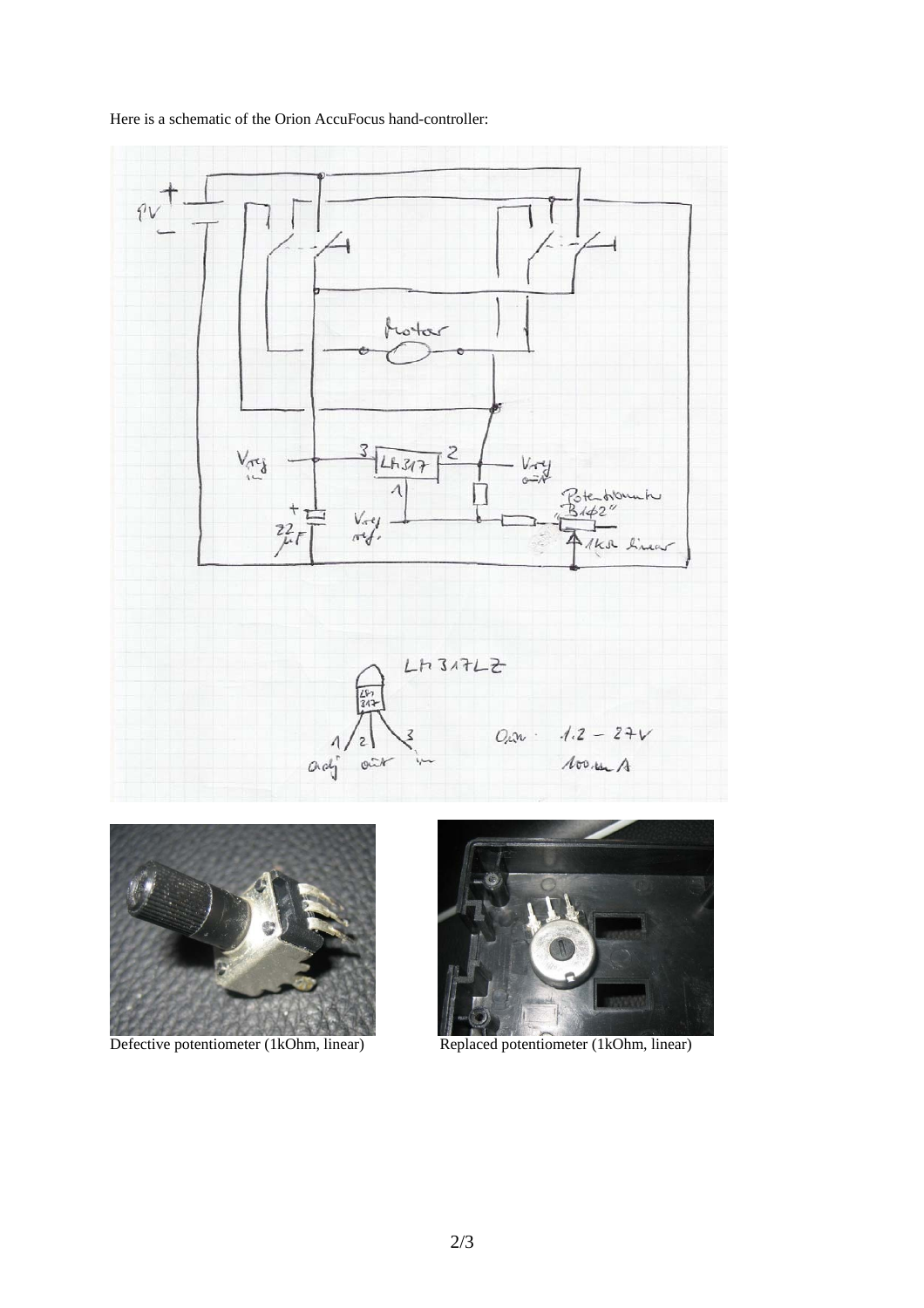Here is a schematic of the Orion AccuFocus hand-controller:

Defective potentiometer (1kOhm, linear)

Replaced potentiometer (1kOhm, linear)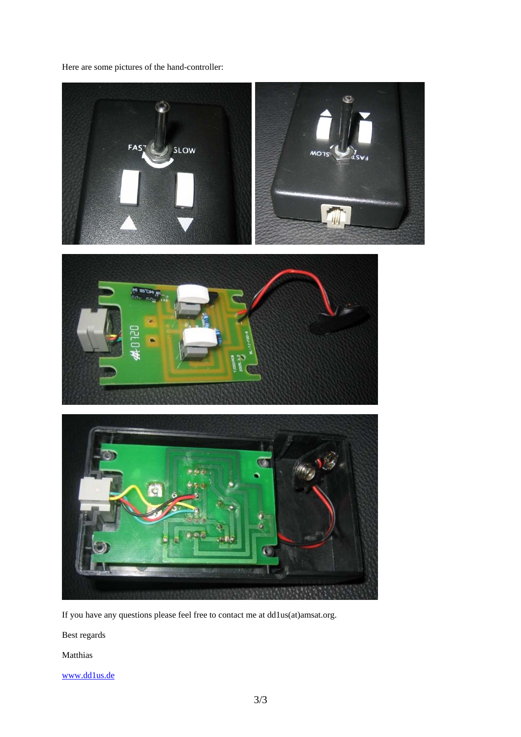Here are some pictures of the hand-controller:

If you have any questions please feel free to contact me at dd1us(at)amsat.org.

Best regards

Matthias

[www.dd1us.de](http://www.dd1us.de)